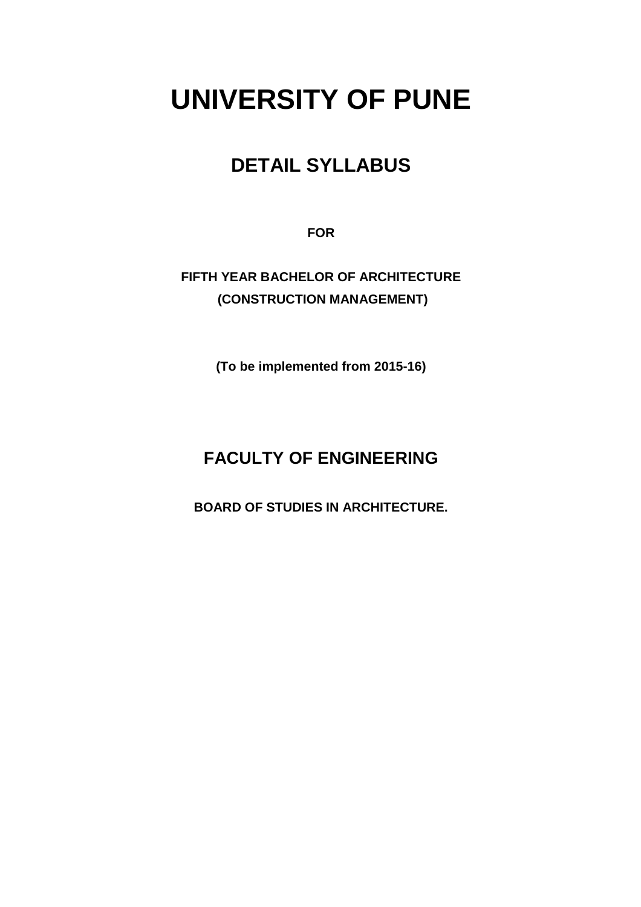# UNIVERSITY OF PUNE

## DETAIL SYLLABUS

**FOR**

**FIFTH YEAR BACHELOR OF ARCHITECTURE**
**(CONSTRUCTION MANAGEMENT)**

**(To be implemented from 2015-16)**

## FACULTY OF ENGINEERING

**BOARD OF STUDIES IN ARCHITECTURE.**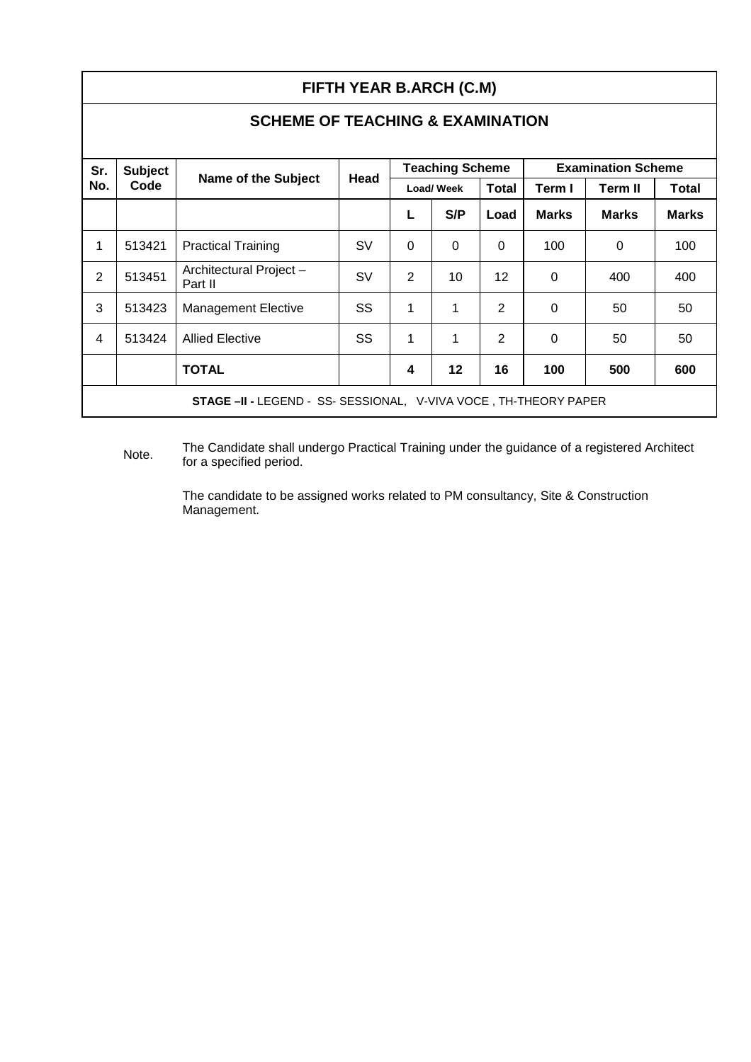## FIFTH YEAR B.ARCH (C.M)

### SCHEME OF TEACHING & EXAMINATION

| Sr. No. | Subject Code | Name of the Subject | Head | Teaching Scheme | | | Examination Scheme | | |
|---|---|---|---|---|---|---|---|---|---|
| | | | | Load/ Week | | Total | Term I | Term II | Total |
| | | | | L | S/P | Load | Marks | Marks | Marks |
| 1 | 513421 | Practical Training | SV | 0 | 0 | 0 | 100 | 0 | 100 |
| 2 | 513451 | Architectural Project – Part II | SV | 2 | 10 | 12 | 0 | 400 | 400 |
| 3 | 513423 | Management Elective | SS | 1 | 1 | 2 | 0 | 50 | 50 |
| 4 | 513424 | Allied Elective | SS | 1 | 1 | 2 | 0 | 50 | 50 |
| | | **TOTAL** | | **4** | **12** | **16** | **100** | **500** | **600** |

**STAGE –II -** LEGEND - SS- SESSIONAL, V-VIVA VOCE , TH-THEORY PAPER

Note. The Candidate shall undergo Practical Training under the guidance of a registered Architect for a specified period.

The candidate to be assigned works related to PM consultancy, Site & Construction Management.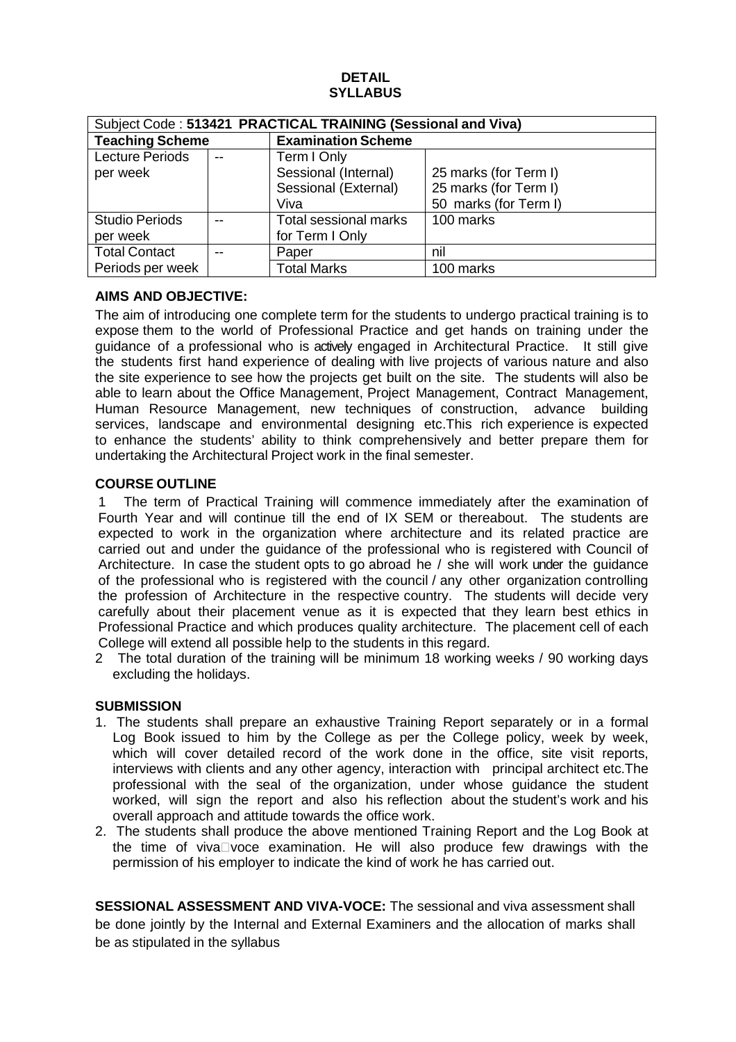**DETAIL SYLLABUS**

| Subject Code : **513421 PRACTICAL TRAINING (Sessional and Viva)** | | | |
|---|---|---|---|
| **Teaching Scheme** | | **Examination Scheme** | |
| Lecture Periods per week | -- | Term I Only<br>Sessional (Internal)<br>Sessional (External)<br>Viva | <br>25 marks (for Term I)<br>25 marks (for Term I)<br>50 marks (for Term I) |
| Studio Periods per week | -- | Total sessional marks for Term I Only | 100 marks |
| Total Contact Periods per week | -- | Paper | nil |
| | | Total Marks | 100 marks |

**AIMS AND OBJECTIVE:**

The aim of introducing one complete term for the students to undergo practical training is to expose them to the world of Professional Practice and get hands on training under the guidance of a professional who is actively engaged in Architectural Practice. It still give the students first hand experience of dealing with live projects of various nature and also the site experience to see how the projects get built on the site. The students will also be able to learn about the Office Management, Project Management, Contract Management, Human Resource Management, new techniques of construction, advance building services, landscape and environmental designing etc.This rich experience is expected to enhance the students' ability to think comprehensively and better prepare them for undertaking the Architectural Project work in the final semester.

**COURSE OUTLINE**

1 The term of Practical Training will commence immediately after the examination of Fourth Year and will continue till the end of IX SEM or thereabout. The students are expected to work in the organization where architecture and its related practice are carried out and under the guidance of the professional who is registered with Council of Architecture. In case the student opts to go abroad he / she will work under the guidance of the professional who is registered with the council / any other organization controlling the profession of Architecture in the respective country. The students will decide very carefully about their placement venue as it is expected that they learn best ethics in Professional Practice and which produces quality architecture. The placement cell of each College will extend all possible help to the students in this regard.

2 The total duration of the training will be minimum 18 working weeks / 90 working days excluding the holidays.

**SUBMISSION**

1. The students shall prepare an exhaustive Training Report separately or in a formal Log Book issued to him by the College as per the College policy, week by week, which will cover detailed record of the work done in the office, site visit reports, interviews with clients and any other agency, interaction with principal architect etc.The professional with the seal of the organization, under whose guidance the student worked, will sign the report and also his reflection about the student's work and his overall approach and attitude towards the office work.
2. The students shall produce the above mentioned Training Report and the Log Book at the time of viva-voce examination. He will also produce few drawings with the permission of his employer to indicate the kind of work he has carried out.

**SESSIONAL ASSESSMENT AND VIVA-VOCE:** The sessional and viva assessment shall be done jointly by the Internal and External Examiners and the allocation of marks shall be as stipulated in the syllabus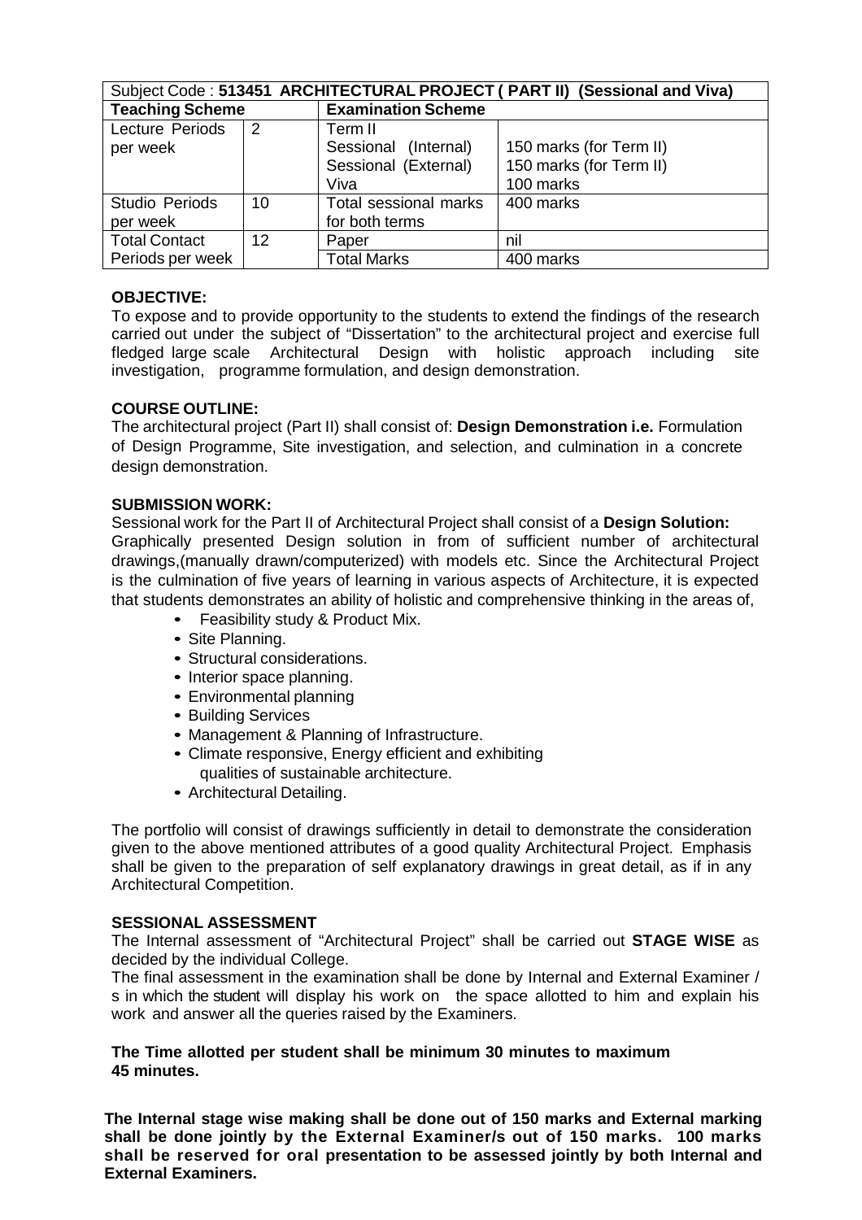| Subject Code : **513451 ARCHITECTURAL PROJECT ( PART II) (Sessional and Viva)** | | | |
|---|---|---|---|
| **Teaching Scheme** | | **Examination Scheme** | |
| Lecture Periods per week | 2 | Term II<br>Sessional (Internal)<br>Sessional (External)<br>Viva | <br>150 marks (for Term II)<br>150 marks (for Term II)<br>100 marks |
| Studio Periods per week | 10 | Total sessional marks for both terms | 400 marks |
| Total Contact Periods per week | 12 | Paper | nil |
| | | Total Marks | 400 marks |

**OBJECTIVE:**

To expose and to provide opportunity to the students to extend the findings of the research carried out under the subject of "Dissertation" to the architectural project and exercise full fledged large scale Architectural Design with holistic approach including site investigation, programme formulation, and design demonstration.

**COURSE OUTLINE:**

The architectural project (Part II) shall consist of: **Design Demonstration i.e.** Formulation of Design Programme, Site investigation, and selection, and culmination in a concrete design demonstration.

**SUBMISSION WORK:**

Sessional work for the Part II of Architectural Project shall consist of a **Design Solution:** Graphically presented Design solution in from of sufficient number of architectural drawings,(manually drawn/computerized) with models etc. Since the Architectural Project is the culmination of five years of learning in various aspects of Architecture, it is expected that students demonstrates an ability of holistic and comprehensive thinking in the areas of,

- Feasibility study & Product Mix.
- Site Planning.
- Structural considerations.
- Interior space planning.
- Environmental planning
- Building Services
- Management & Planning of Infrastructure.
- Climate responsive, Energy efficient and exhibiting qualities of sustainable architecture.
- Architectural Detailing.

The portfolio will consist of drawings sufficiently in detail to demonstrate the consideration given to the above mentioned attributes of a good quality Architectural Project. Emphasis shall be given to the preparation of self explanatory drawings in great detail, as if in any Architectural Competition.

**SESSIONAL ASSESSMENT**

The Internal assessment of "Architectural Project" shall be carried out **STAGE WISE** as decided by the individual College.

The final assessment in the examination shall be done by Internal and External Examiner / s in which the student will display his work on the space allotted to him and explain his work and answer all the queries raised by the Examiners.

**The Time allotted per student shall be minimum 30 minutes to maximum 45 minutes.**

**The Internal stage wise making shall be done out of 150 marks and External marking shall be done jointly by the External Examiner/s out of 150 marks. 100 marks shall be reserved for oral presentation to be assessed jointly by both Internal and External Examiners.**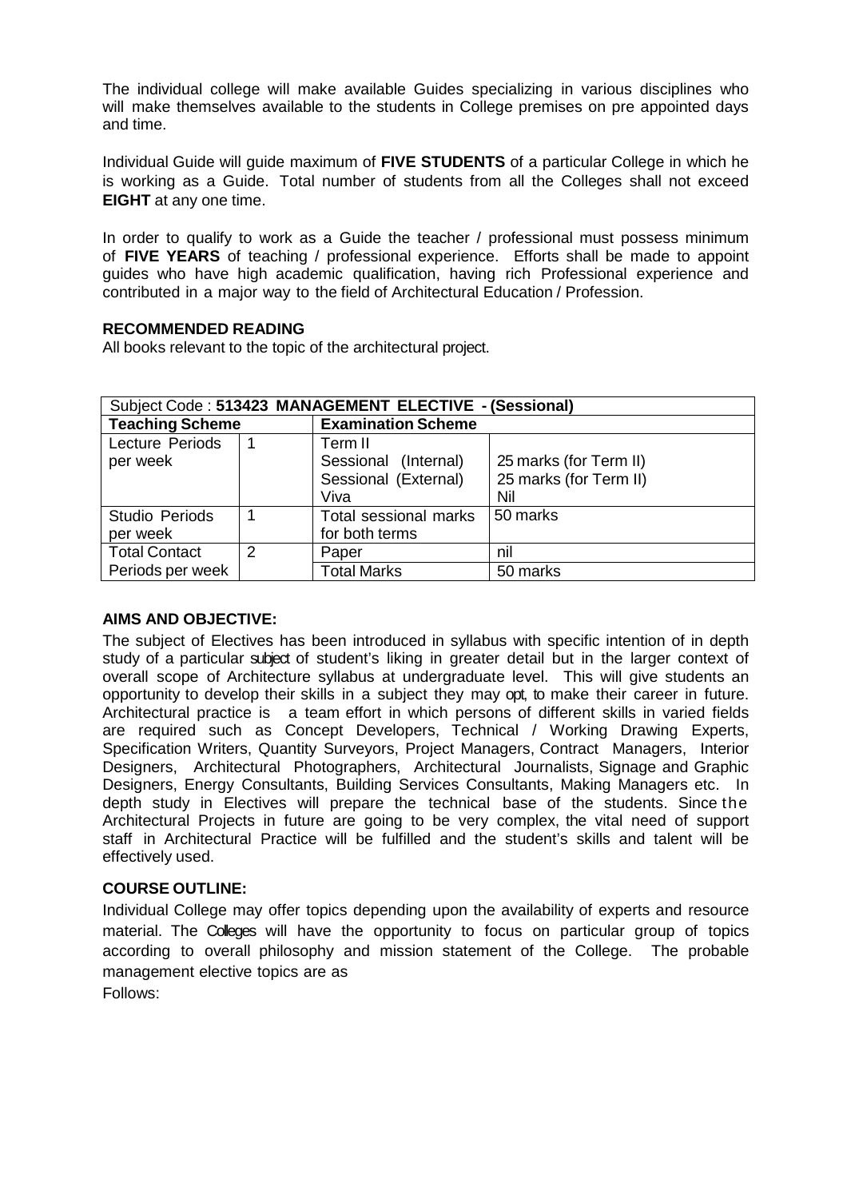The individual college will make available Guides specializing in various disciplines who will make themselves available to the students in College premises on pre appointed days and time.

Individual Guide will guide maximum of **FIVE STUDENTS** of a particular College in which he is working as a Guide. Total number of students from all the Colleges shall not exceed **EIGHT** at any one time.

In order to qualify to work as a Guide the teacher / professional must possess minimum of **FIVE YEARS** of teaching / professional experience. Efforts shall be made to appoint guides who have high academic qualification, having rich Professional experience and contributed in a major way to the field of Architectural Education / Profession.

**RECOMMENDED READING**

All books relevant to the topic of the architectural project.

| Subject Code : **513423 MANAGEMENT ELECTIVE - (Sessional)** | | | |
|---|---|---|---|
| **Teaching Scheme** | | **Examination Scheme** | |
| Lecture Periods per week | 1 | Term II<br>Sessional (Internal)<br>Sessional (External)<br>Viva | <br>25 marks (for Term II)<br>25 marks (for Term II)<br>Nil |
| Studio Periods per week | 1 | Total sessional marks for both terms | 50 marks |
| Total Contact Periods per week | 2 | Paper | nil |
| | | Total Marks | 50 marks |

**AIMS AND OBJECTIVE:**

The subject of Electives has been introduced in syllabus with specific intention of in depth study of a particular subject of student's liking in greater detail but in the larger context of overall scope of Architecture syllabus at undergraduate level. This will give students an opportunity to develop their skills in a subject they may opt, to make their career in future. Architectural practice is a team effort in which persons of different skills in varied fields are required such as Concept Developers, Technical / Working Drawing Experts, Specification Writers, Quantity Surveyors, Project Managers, Contract Managers, Interior Designers, Architectural Photographers, Architectural Journalists, Signage and Graphic Designers, Energy Consultants, Building Services Consultants, Making Managers etc. In depth study in Electives will prepare the technical base of the students. Since the Architectural Projects in future are going to be very complex, the vital need of support staff in Architectural Practice will be fulfilled and the student's skills and talent will be effectively used.

**COURSE OUTLINE:**

Individual College may offer topics depending upon the availability of experts and resource material. The Colleges will have the opportunity to focus on particular group of topics according to overall philosophy and mission statement of the College. The probable management elective topics are as

Follows: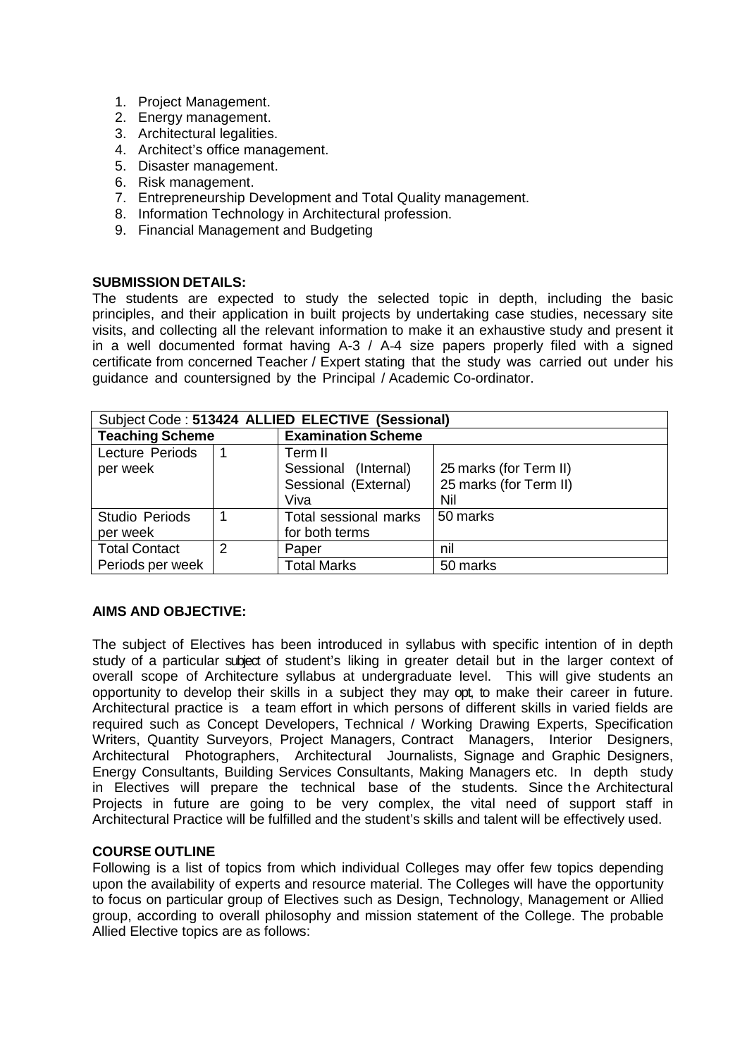1. Project Management.
2. Energy management.
3. Architectural legalities.
4. Architect's office management.
5. Disaster management.
6. Risk management.
7. Entrepreneurship Development and Total Quality management.
8. Information Technology in Architectural profession.
9. Financial Management and Budgeting

**SUBMISSION DETAILS:**

The students are expected to study the selected topic in depth, including the basic principles, and their application in built projects by undertaking case studies, necessary site visits, and collecting all the relevant information to make it an exhaustive study and present it in a well documented format having A-3 / A-4 size papers properly filed with a signed certificate from concerned Teacher / Expert stating that the study was carried out under his guidance and countersigned by the Principal / Academic Co-ordinator.

| Subject Code : **513424 ALLIED ELECTIVE (Sessional)** | | | |
|---|---|---|---|
| **Teaching Scheme** | | **Examination Scheme** | |
| Lecture Periods per week | 1 | Term II<br>Sessional (Internal)<br>Sessional (External)<br>Viva | <br>25 marks (for Term II)<br>25 marks (for Term II)<br>Nil |
| Studio Periods per week | 1 | Total sessional marks for both terms | 50 marks |
| Total Contact Periods per week | 2 | Paper | nil |
| | | Total Marks | 50 marks |

**AIMS AND OBJECTIVE:**

The subject of Electives has been introduced in syllabus with specific intention of in depth study of a particular subject of student's liking in greater detail but in the larger context of overall scope of Architecture syllabus at undergraduate level. This will give students an opportunity to develop their skills in a subject they may opt, to make their career in future. Architectural practice is a team effort in which persons of different skills in varied fields are required such as Concept Developers, Technical / Working Drawing Experts, Specification Writers, Quantity Surveyors, Project Managers, Contract Managers, Interior Designers, Architectural Photographers, Architectural Journalists, Signage and Graphic Designers, Energy Consultants, Building Services Consultants, Making Managers etc. In depth study in Electives will prepare the technical base of the students. Since the Architectural Projects in future are going to be very complex, the vital need of support staff in Architectural Practice will be fulfilled and the student's skills and talent will be effectively used.

**COURSE OUTLINE**

Following is a list of topics from which individual Colleges may offer few topics depending upon the availability of experts and resource material. The Colleges will have the opportunity to focus on particular group of Electives such as Design, Technology, Management or Allied group, according to overall philosophy and mission statement of the College. The probable Allied Elective topics are as follows: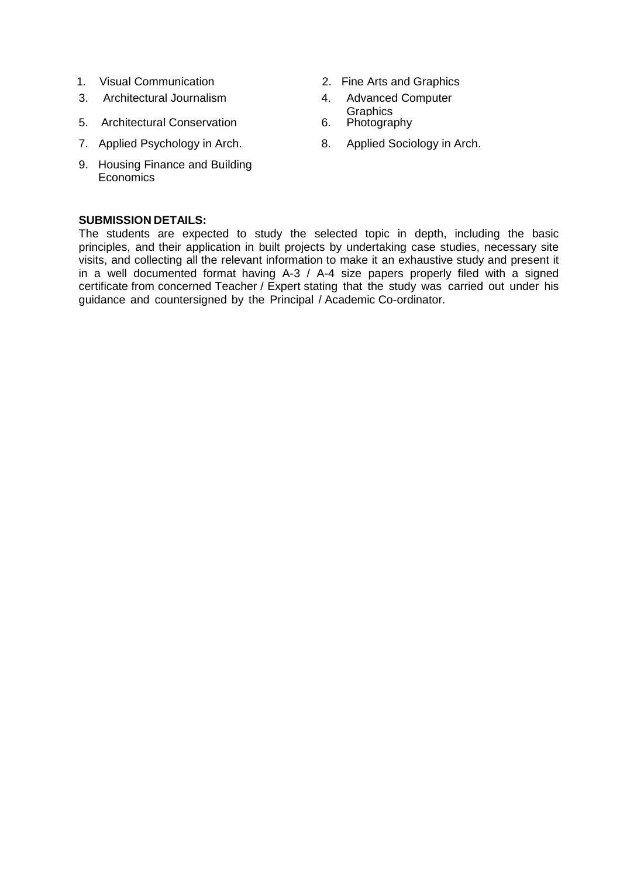1. Visual Communication
2. Fine Arts and Graphics
3. Architectural Journalism
4. Advanced Computer Graphics
5. Architectural Conservation
6. Photography
7. Applied Psychology in Arch.
8. Applied Sociology in Arch.
9. Housing Finance and Building Economics

**SUBMISSION DETAILS:**

The students are expected to study the selected topic in depth, including the basic principles, and their application in built projects by undertaking case studies, necessary site visits, and collecting all the relevant information to make it an exhaustive study and present it in a well documented format having A-3 / A-4 size papers properly filed with a signed certificate from concerned Teacher / Expert stating that the study was carried out under his guidance and countersigned by the Principal / Academic Co-ordinator.